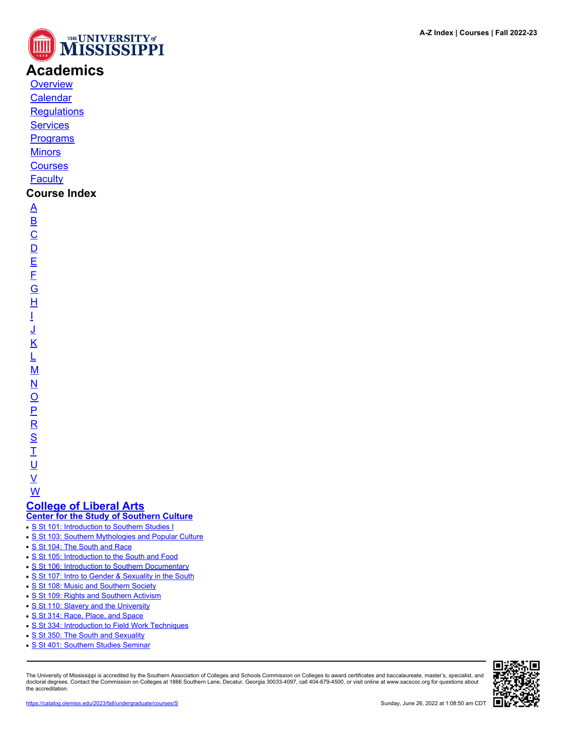# Academics

- Overview
- Calendar
- Regulations
- Services
- Programs
- Minors
- Courses
- Faculty

## Course Index

- A
- B
- C
- D
- E
- F
- G
- H
- I
- J
- K
- L
- M
- N
- O
- P
- R
- S
- T
- U
- V
- W

## College of Liberal Arts

### Center for the Study of Southern Culture

- S St 101: Introduction to Southern Studies I
- S St 103: Southern Mythologies and Popular Culture
- S St 104: The South and Race
- S St 105: Introduction to the South and Food
- S St 106: Introduction to Southern Documentary
- S St 107: Intro to Gender & Sexuality in the South
- S St 108: Music and Southern Society
- S St 109: Rights and Southern Activism
- S St 110: Slavery and the University
- S St 314: Race, Place, and Space
- S St 334: Introduction to Field Work Techniques
- S St 350: The South and Sexuality
- S St 401: Southern Studies Seminar

The University of Mississippi is accredited by the Southern Association of Colleges and Schools Commission on Colleges to award certificates and baccalaureate, master's, specialist, and doctoral degrees. Contact the Commission on Colleges at 1866 Southern Lane, Decatur, Georgia 30033-4097, call 404-679-4500, or visit online at www.sacscoc.org for questions about the accreditation.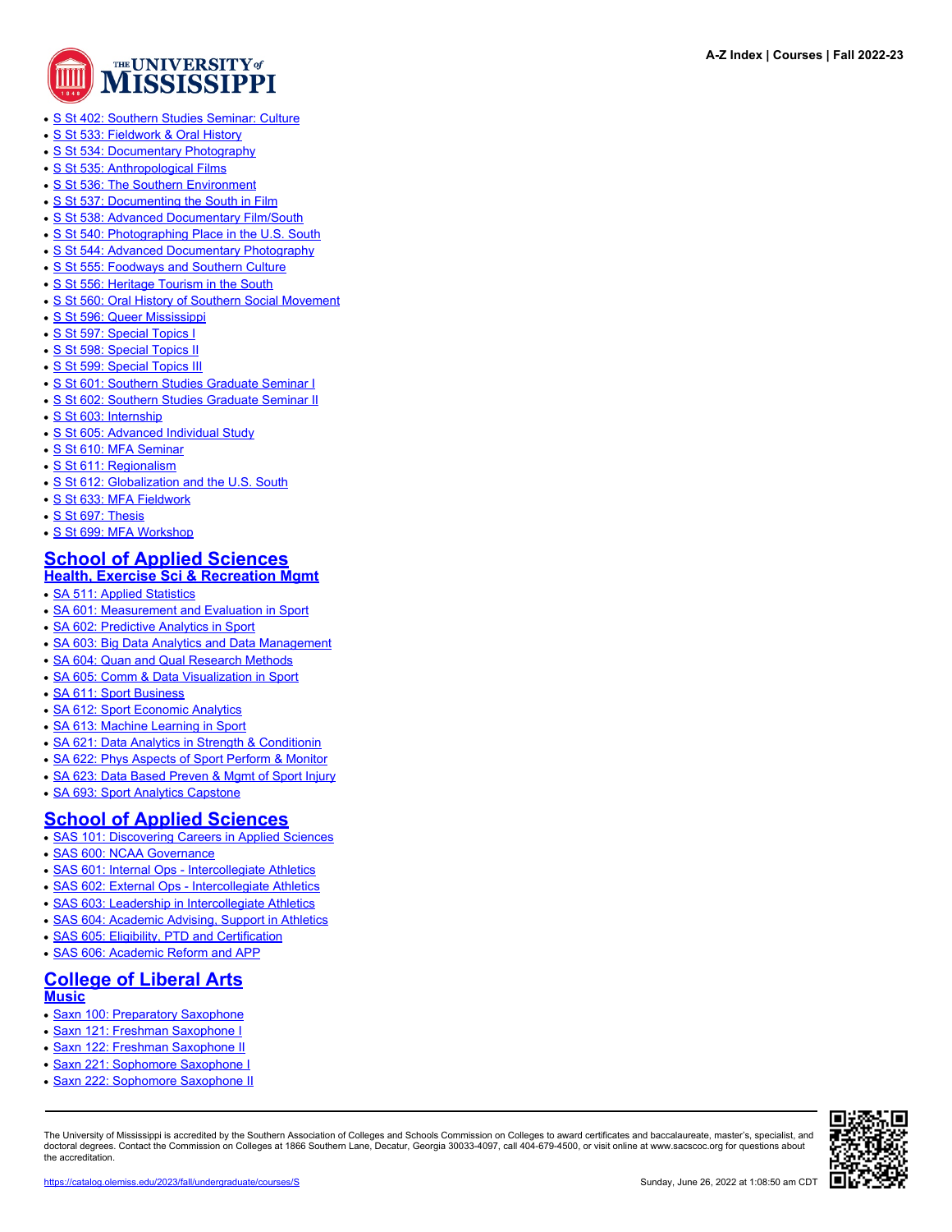- S St 402: Southern Studies Seminar: Culture
- S St 533: Fieldwork & Oral History
- S St 534: Documentary Photography
- S St 535: Anthropological Films
- S St 536: The Southern Environment
- S St 537: Documenting the South in Film
- S St 538: Advanced Documentary Film/South
- S St 540: Photographing Place in the U.S. South
- S St 544: Advanced Documentary Photography
- S St 555: Foodways and Southern Culture
- S St 556: Heritage Tourism in the South
- S St 560: Oral History of Southern Social Movement
- S St 596: Queer Mississippi
- S St 597: Special Topics I
- S St 598: Special Topics II
- S St 599: Special Topics III
- S St 601: Southern Studies Graduate Seminar I
- S St 602: Southern Studies Graduate Seminar II
- S St 603: Internship
- S St 605: Advanced Individual Study
- S St 610: MFA Seminar
- S St 611: Regionalism
- S St 612: Globalization and the U.S. South
- S St 633: MFA Fieldwork
- S St 697: Thesis
- S St 699: MFA Workshop

## School of Applied Sciences
### Health, Exercise Sci & Recreation Mgmt

- SA 511: Applied Statistics
- SA 601: Measurement and Evaluation in Sport
- SA 602: Predictive Analytics in Sport
- SA 603: Big Data Analytics and Data Management
- SA 604: Quan and Qual Research Methods
- SA 605: Comm & Data Visualization in Sport
- SA 611: Sport Business
- SA 612: Sport Economic Analytics
- SA 613: Machine Learning in Sport
- SA 621: Data Analytics in Strength & Conditionin
- SA 622: Phys Aspects of Sport Perform & Monitor
- SA 623: Data Based Preven & Mgmt of Sport Injury
- SA 693: Sport Analytics Capstone

## School of Applied Sciences

- SAS 101: Discovering Careers in Applied Sciences
- SAS 600: NCAA Governance
- SAS 601: Internal Ops - Intercollegiate Athletics
- SAS 602: External Ops - Intercollegiate Athletics
- SAS 603: Leadership in Intercollegiate Athletics
- SAS 604: Academic Advising, Support in Athletics
- SAS 605: Eligibility, PTD and Certification
- SAS 606: Academic Reform and APP

## College of Liberal Arts
### Music

- Saxn 100: Preparatory Saxophone
- Saxn 121: Freshman Saxophone I
- Saxn 122: Freshman Saxophone II
- Saxn 221: Sophomore Saxophone I
- Saxn 222: Sophomore Saxophone II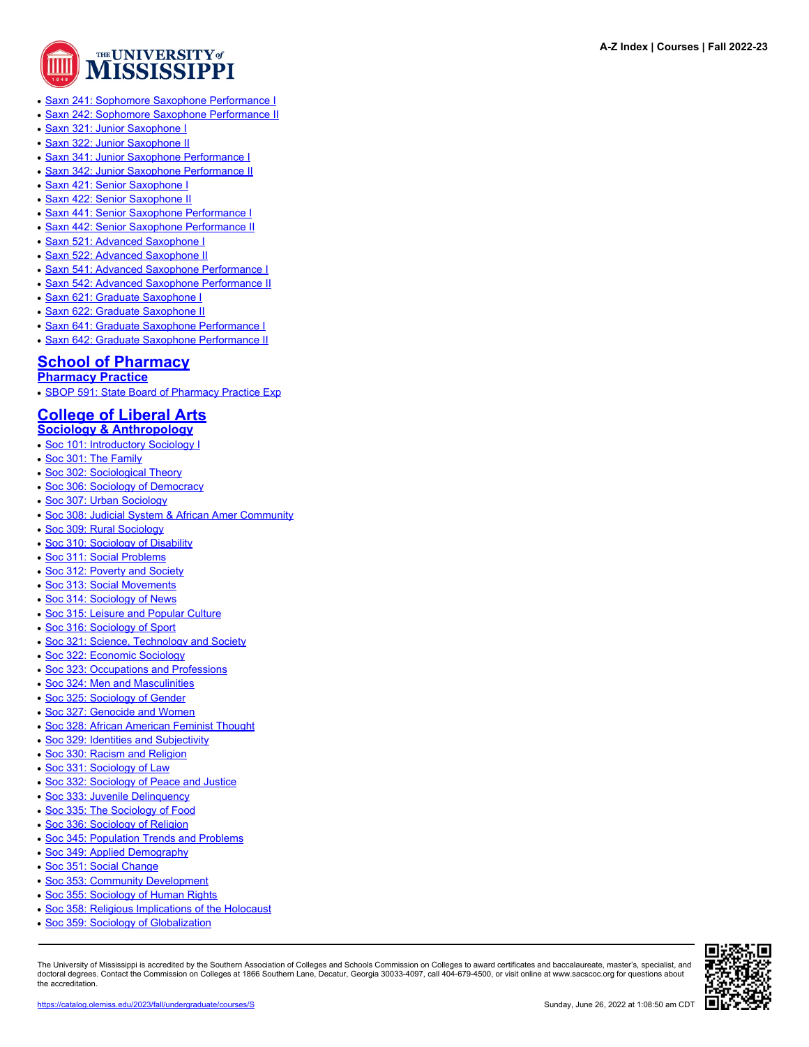- Saxn 241: Sophomore Saxophone Performance I
- Saxn 242: Sophomore Saxophone Performance II
- Saxn 321: Junior Saxophone I
- Saxn 322: Junior Saxophone II
- Saxn 341: Junior Saxophone Performance I
- Saxn 342: Junior Saxophone Performance II
- Saxn 421: Senior Saxophone I
- Saxn 422: Senior Saxophone II
- Saxn 441: Senior Saxophone Performance I
- Saxn 442: Senior Saxophone Performance II
- Saxn 521: Advanced Saxophone I
- Saxn 522: Advanced Saxophone II
- Saxn 541: Advanced Saxophone Performance I
- Saxn 542: Advanced Saxophone Performance II
- Saxn 621: Graduate Saxophone I
- Saxn 622: Graduate Saxophone II
- Saxn 641: Graduate Saxophone Performance I
- Saxn 642: Graduate Saxophone Performance II

## School of Pharmacy

### Pharmacy Practice

- SBOP 591: State Board of Pharmacy Practice Exp

## College of Liberal Arts

### Sociology & Anthropology

- Soc 101: Introductory Sociology I
- Soc 301: The Family
- Soc 302: Sociological Theory
- Soc 306: Sociology of Democracy
- Soc 307: Urban Sociology
- Soc 308: Judicial System & African Amer Community
- Soc 309: Rural Sociology
- Soc 310: Sociology of Disability
- Soc 311: Social Problems
- Soc 312: Poverty and Society
- Soc 313: Social Movements
- Soc 314: Sociology of News
- Soc 315: Leisure and Popular Culture
- Soc 316: Sociology of Sport
- Soc 321: Science, Technology and Society
- Soc 322: Economic Sociology
- Soc 323: Occupations and Professions
- Soc 324: Men and Masculinities
- Soc 325: Sociology of Gender
- Soc 327: Genocide and Women
- Soc 328: African American Feminist Thought
- Soc 329: Identities and Subjectivity
- Soc 330: Racism and Religion
- Soc 331: Sociology of Law
- Soc 332: Sociology of Peace and Justice
- Soc 333: Juvenile Delinquency
- Soc 335: The Sociology of Food
- Soc 336: Sociology of Religion
- Soc 345: Population Trends and Problems
- Soc 349: Applied Demography
- Soc 351: Social Change
- Soc 353: Community Development
- Soc 355: Sociology of Human Rights
- Soc 358: Religious Implications of the Holocaust
- Soc 359: Sociology of Globalization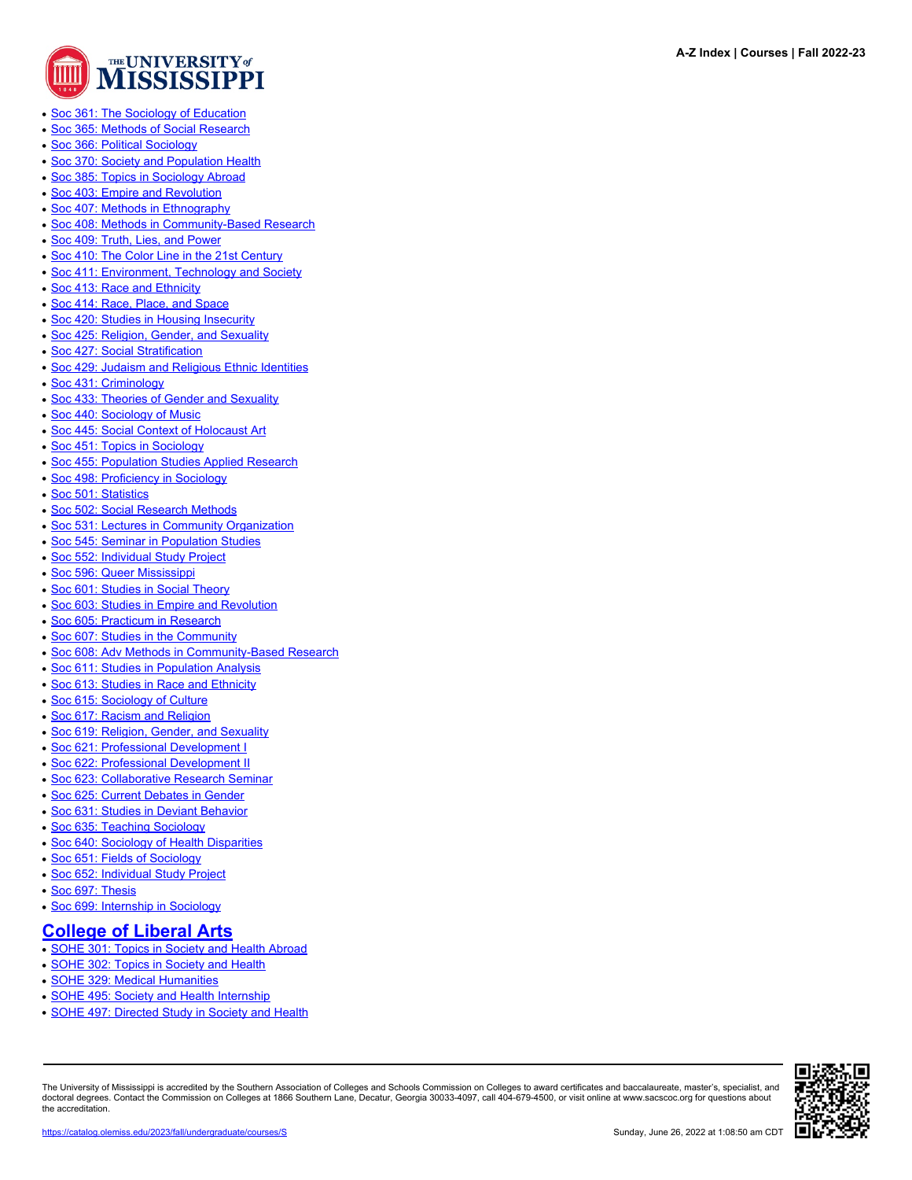- Soc 361: The Sociology of Education
- Soc 365: Methods of Social Research
- Soc 366: Political Sociology
- Soc 370: Society and Population Health
- Soc 385: Topics in Sociology Abroad
- Soc 403: Empire and Revolution
- Soc 407: Methods in Ethnography
- Soc 408: Methods in Community-Based Research
- Soc 409: Truth, Lies, and Power
- Soc 410: The Color Line in the 21st Century
- Soc 411: Environment, Technology and Society
- Soc 413: Race and Ethnicity
- Soc 414: Race, Place, and Space
- Soc 420: Studies in Housing Insecurity
- Soc 425: Religion, Gender, and Sexuality
- Soc 427: Social Stratification
- Soc 429: Judaism and Religious Ethnic Identities
- Soc 431: Criminology
- Soc 433: Theories of Gender and Sexuality
- Soc 440: Sociology of Music
- Soc 445: Social Context of Holocaust Art
- Soc 451: Topics in Sociology
- Soc 455: Population Studies Applied Research
- Soc 498: Proficiency in Sociology
- Soc 501: Statistics
- Soc 502: Social Research Methods
- Soc 531: Lectures in Community Organization
- Soc 545: Seminar in Population Studies
- Soc 552: Individual Study Project
- Soc 596: Queer Mississippi
- Soc 601: Studies in Social Theory
- Soc 603: Studies in Empire and Revolution
- Soc 605: Practicum in Research
- Soc 607: Studies in the Community
- Soc 608: Adv Methods in Community-Based Research
- Soc 611: Studies in Population Analysis
- Soc 613: Studies in Race and Ethnicity
- Soc 615: Sociology of Culture
- Soc 617: Racism and Religion
- Soc 619: Religion, Gender, and Sexuality
- Soc 621: Professional Development I
- Soc 622: Professional Development II
- Soc 623: Collaborative Research Seminar
- Soc 625: Current Debates in Gender
- Soc 631: Studies in Deviant Behavior
- Soc 635: Teaching Sociology
- Soc 640: Sociology of Health Disparities
- Soc 651: Fields of Sociology
- Soc 652: Individual Study Project
- Soc 697: Thesis
- Soc 699: Internship in Sociology

## College of Liberal Arts

- SOHE 301: Topics in Society and Health Abroad
- SOHE 302: Topics in Society and Health
- SOHE 329: Medical Humanities
- SOHE 495: Society and Health Internship
- SOHE 497: Directed Study in Society and Health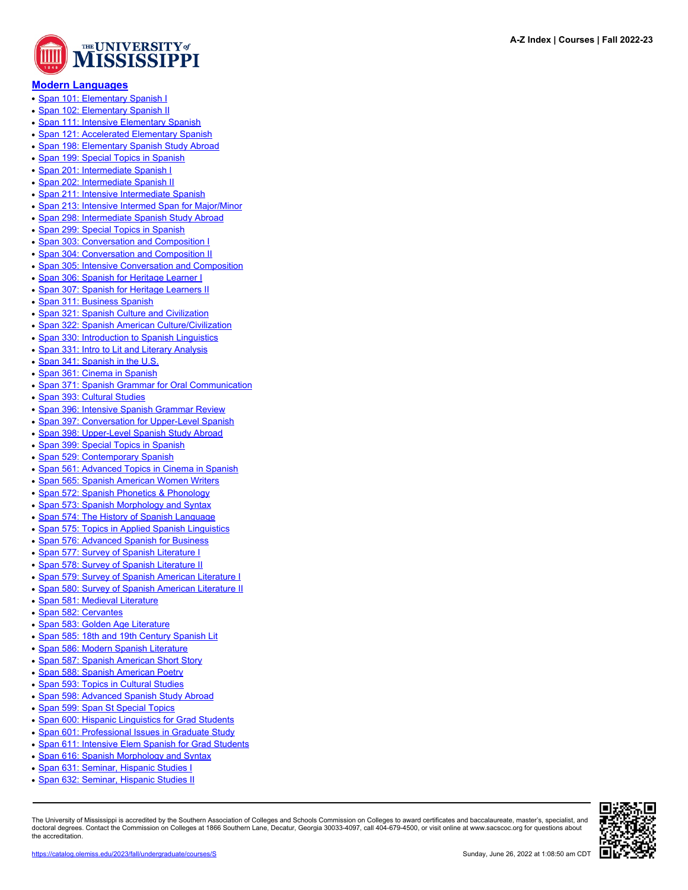## Modern Languages

- Span 101: Elementary Spanish I
- Span 102: Elementary Spanish II
- Span 111: Intensive Elementary Spanish
- Span 121: Accelerated Elementary Spanish
- Span 198: Elementary Spanish Study Abroad
- Span 199: Special Topics in Spanish
- Span 201: Intermediate Spanish I
- Span 202: Intermediate Spanish II
- Span 211: Intensive Intermediate Spanish
- Span 213: Intensive Intermed Span for Major/Minor
- Span 298: Intermediate Spanish Study Abroad
- Span 299: Special Topics in Spanish
- Span 303: Conversation and Composition I
- Span 304: Conversation and Composition II
- Span 305: Intensive Conversation and Composition
- Span 306: Spanish for Heritage Learner I
- Span 307: Spanish for Heritage Learners II
- Span 311: Business Spanish
- Span 321: Spanish Culture and Civilization
- Span 322: Spanish American Culture/Civilization
- Span 330: Introduction to Spanish Linguistics
- Span 331: Intro to Lit and Literary Analysis
- Span 341: Spanish in the U.S.
- Span 361: Cinema in Spanish
- Span 371: Spanish Grammar for Oral Communication
- Span 393: Cultural Studies
- Span 396: Intensive Spanish Grammar Review
- Span 397: Conversation for Upper-Level Spanish
- Span 398: Upper-Level Spanish Study Abroad
- Span 399: Special Topics in Spanish
- Span 529: Contemporary Spanish
- Span 561: Advanced Topics in Cinema in Spanish
- Span 565: Spanish American Women Writers
- Span 572: Spanish Phonetics & Phonology
- Span 573: Spanish Morphology and Syntax
- Span 574: The History of Spanish Language
- Span 575: Topics in Applied Spanish Linguistics
- Span 576: Advanced Spanish for Business
- Span 577: Survey of Spanish Literature I
- Span 578: Survey of Spanish Literature II
- Span 579: Survey of Spanish American Literature I
- Span 580: Survey of Spanish American Literature II
- Span 581: Medieval Literature
- Span 582: Cervantes
- Span 583: Golden Age Literature
- Span 585: 18th and 19th Century Spanish Lit
- Span 586: Modern Spanish Literature
- Span 587: Spanish American Short Story
- Span 588: Spanish American Poetry
- Span 593: Topics in Cultural Studies
- Span 598: Advanced Spanish Study Abroad
- Span 599: Span St Special Topics
- Span 600: Hispanic Linguistics for Grad Students
- Span 601: Professional Issues in Graduate Study
- Span 611: Intensive Elem Spanish for Grad Students
- Span 616: Spanish Morphology and Syntax
- Span 631: Seminar, Hispanic Studies I
- Span 632: Seminar, Hispanic Studies II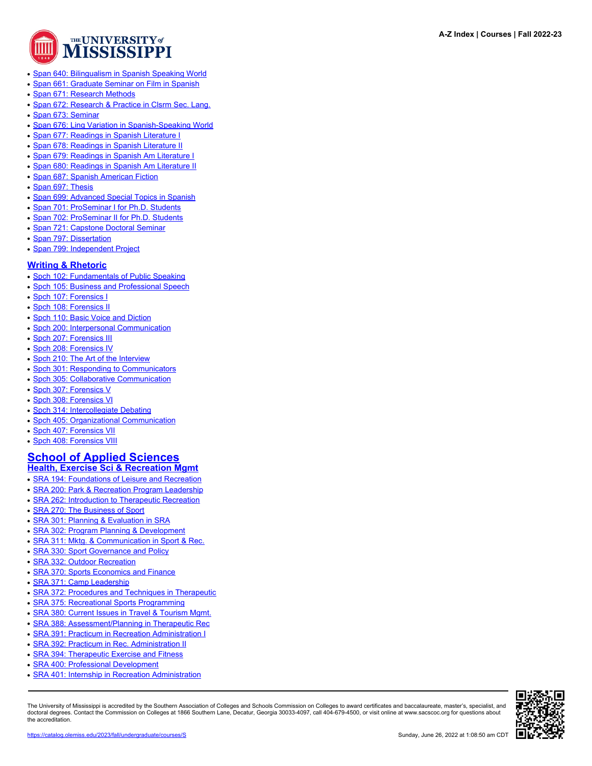- Span 640: Bilingualism in Spanish Speaking World
- Span 661: Graduate Seminar on Film in Spanish
- Span 671: Research Methods
- Span 672: Research & Practice in Clsrm Sec. Lang.
- Span 673: Seminar
- Span 676: Ling Variation in Spanish-Speaking World
- Span 677: Readings in Spanish Literature I
- Span 678: Readings in Spanish Literature II
- Span 679: Readings in Spanish Am Literature I
- Span 680: Readings in Spanish Am Literature II
- Span 687: Spanish American Fiction
- Span 697: Thesis
- Span 699: Advanced Special Topics in Spanish
- Span 701: ProSeminar I for Ph.D. Students
- Span 702: ProSeminar II for Ph.D. Students
- Span 721: Capstone Doctoral Seminar
- Span 797: Dissertation
- Span 799: Independent Project

### Writing & Rhetoric

- Spch 102: Fundamentals of Public Speaking
- Spch 105: Business and Professional Speech
- Spch 107: Forensics I
- Spch 108: Forensics II
- Spch 110: Basic Voice and Diction
- Spch 200: Interpersonal Communication
- Spch 207: Forensics III
- Spch 208: Forensics IV
- Spch 210: The Art of the Interview
- Spch 301: Responding to Communicators
- Spch 305: Collaborative Communication
- Spch 307: Forensics V
- Spch 308: Forensics VI
- Spch 314: Intercollegiate Debating
- Spch 405: Organizational Communication
- Spch 407: Forensics VII
- Spch 408: Forensics VIII

## School of Applied Sciences

### Health, Exercise Sci & Recreation Mgmt

- SRA 194: Foundations of Leisure and Recreation
- SRA 200: Park & Recreation Program Leadership
- SRA 262: Introduction to Therapeutic Recreation
- SRA 270: The Business of Sport
- SRA 301: Planning & Evaluation in SRA
- SRA 302: Program Planning & Development
- SRA 311: Mktg. & Communication in Sport & Rec.
- SRA 330: Sport Governance and Policy
- SRA 332: Outdoor Recreation
- SRA 370: Sports Economics and Finance
- SRA 371: Camp Leadership
- SRA 372: Procedures and Techniques in Therapeutic
- SRA 375: Recreational Sports Programming
- SRA 380: Current Issues in Travel & Tourism Mgmt.
- SRA 388: Assessment/Planning in Therapeutic Rec
- SRA 391: Practicum in Recreation Administration I
- SRA 392: Practicum in Rec. Administration II
- SRA 394: Therapeutic Exercise and Fitness
- SRA 400: Professional Development
- SRA 401: Internship in Recreation Administration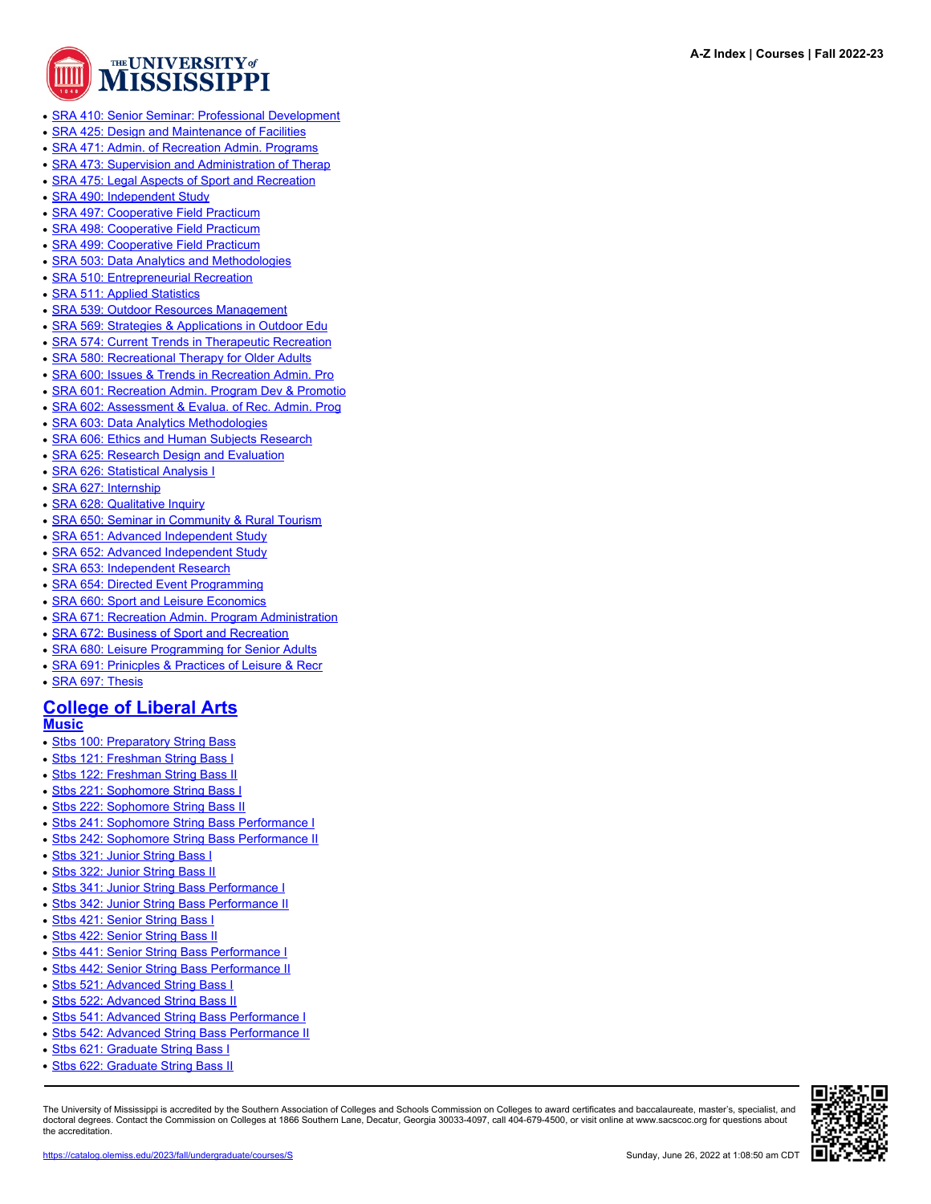- SRA 410: Senior Seminar: Professional Development
- SRA 425: Design and Maintenance of Facilities
- SRA 471: Admin. of Recreation Admin. Programs
- SRA 473: Supervision and Administration of Therap
- SRA 475: Legal Aspects of Sport and Recreation
- SRA 490: Independent Study
- SRA 497: Cooperative Field Practicum
- SRA 498: Cooperative Field Practicum
- SRA 499: Cooperative Field Practicum
- SRA 503: Data Analytics and Methodologies
- SRA 510: Entrepreneurial Recreation
- SRA 511: Applied Statistics
- SRA 539: Outdoor Resources Management
- SRA 569: Strategies & Applications in Outdoor Edu
- SRA 574: Current Trends in Therapeutic Recreation
- SRA 580: Recreational Therapy for Older Adults
- SRA 600: Issues & Trends in Recreation Admin. Pro
- SRA 601: Recreation Admin. Program Dev & Promotio
- SRA 602: Assessment & Evalua. of Rec. Admin. Prog
- SRA 603: Data Analytics Methodologies
- SRA 606: Ethics and Human Subjects Research
- SRA 625: Research Design and Evaluation
- SRA 626: Statistical Analysis I
- SRA 627: Internship
- SRA 628: Qualitative Inquiry
- SRA 650: Seminar in Community & Rural Tourism
- SRA 651: Advanced Independent Study
- SRA 652: Advanced Independent Study
- SRA 653: Independent Research
- SRA 654: Directed Event Programming
- SRA 660: Sport and Leisure Economics
- SRA 671: Recreation Admin. Program Administration
- SRA 672: Business of Sport and Recreation
- SRA 680: Leisure Programming for Senior Adults
- SRA 691: Prinicples & Practices of Leisure & Recr
- SRA 697: Thesis

## College of Liberal Arts

### Music

- Stbs 100: Preparatory String Bass
- Stbs 121: Freshman String Bass I
- Stbs 122: Freshman String Bass II
- Stbs 221: Sophomore String Bass I
- Stbs 222: Sophomore String Bass II
- Stbs 241: Sophomore String Bass Performance I
- Stbs 242: Sophomore String Bass Performance II
- Stbs 321: Junior String Bass I
- Stbs 322: Junior String Bass II
- Stbs 341: Junior String Bass Performance I
- Stbs 342: Junior String Bass Performance II
- Stbs 421: Senior String Bass I
- Stbs 422: Senior String Bass II
- Stbs 441: Senior String Bass Performance I
- Stbs 442: Senior String Bass Performance II
- Stbs 521: Advanced String Bass I
- Stbs 522: Advanced String Bass II
- Stbs 541: Advanced String Bass Performance I
- Stbs 542: Advanced String Bass Performance II
- Stbs 621: Graduate String Bass I
- Stbs 622: Graduate String Bass II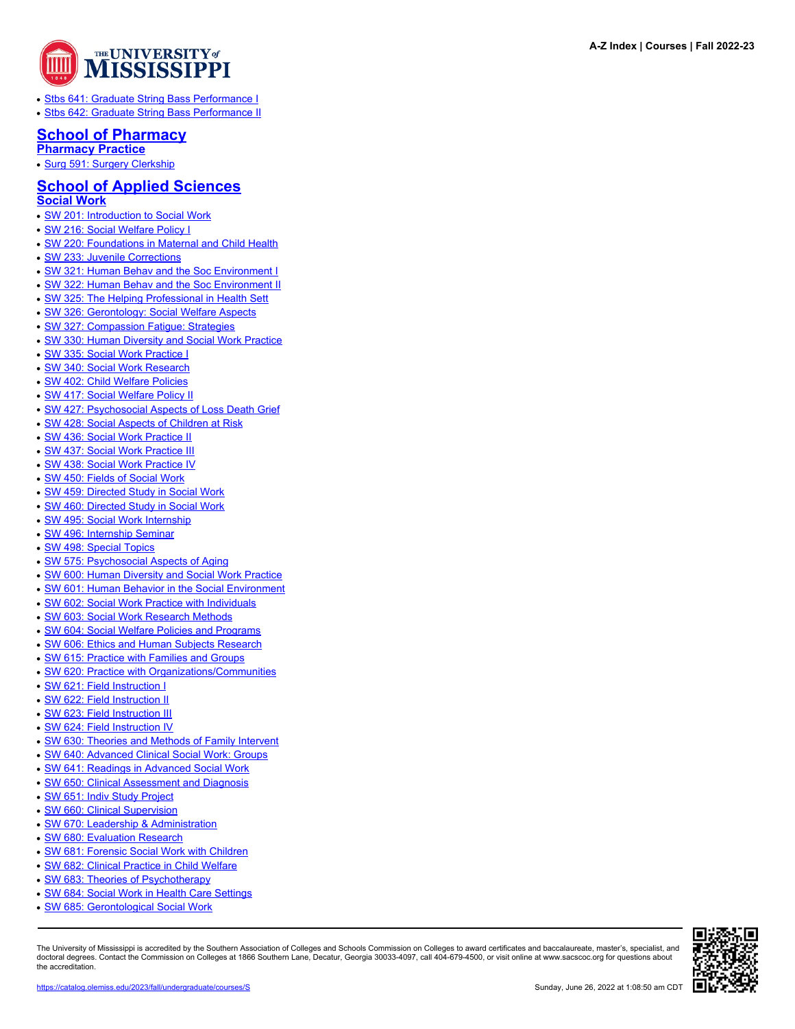- Stbs 641: Graduate String Bass Performance I
- Stbs 642: Graduate String Bass Performance II

## School of Pharmacy

### Pharmacy Practice

- Surg 591: Surgery Clerkship

## School of Applied Sciences

### Social Work

- SW 201: Introduction to Social Work
- SW 216: Social Welfare Policy I
- SW 220: Foundations in Maternal and Child Health
- SW 233: Juvenile Corrections
- SW 321: Human Behav and the Soc Environment I
- SW 322: Human Behav and the Soc Environment II
- SW 325: The Helping Professional in Health Sett
- SW 326: Gerontology: Social Welfare Aspects
- SW 327: Compassion Fatigue: Strategies
- SW 330: Human Diversity and Social Work Practice
- SW 335: Social Work Practice I
- SW 340: Social Work Research
- SW 402: Child Welfare Policies
- SW 417: Social Welfare Policy II
- SW 427: Psychosocial Aspects of Loss Death Grief
- SW 428: Social Aspects of Children at Risk
- SW 436: Social Work Practice II
- SW 437: Social Work Practice III
- SW 438: Social Work Practice IV
- SW 450: Fields of Social Work
- SW 459: Directed Study in Social Work
- SW 460: Directed Study in Social Work
- SW 495: Social Work Internship
- SW 496: Internship Seminar
- SW 498: Special Topics
- SW 575: Psychosocial Aspects of Aging
- SW 600: Human Diversity and Social Work Practice
- SW 601: Human Behavior in the Social Environment
- SW 602: Social Work Practice with Individuals
- SW 603: Social Work Research Methods
- SW 604: Social Welfare Policies and Programs
- SW 606: Ethics and Human Subjects Research
- SW 615: Practice with Families and Groups
- SW 620: Practice with Organizations/Communities
- SW 621: Field Instruction I
- SW 622: Field Instruction II
- SW 623: Field Instruction III
- SW 624: Field Instruction IV
- SW 630: Theories and Methods of Family Intervent
- SW 640: Advanced Clinical Social Work: Groups
- SW 641: Readings in Advanced Social Work
- SW 650: Clinical Assessment and Diagnosis
- SW 651: Indiv Study Project
- SW 660: Clinical Supervision
- SW 670: Leadership & Administration
- SW 680: Evaluation Research
- SW 681: Forensic Social Work with Children
- SW 682: Clinical Practice in Child Welfare
- SW 683: Theories of Psychotherapy
- SW 684: Social Work in Health Care Settings
- SW 685: Gerontological Social Work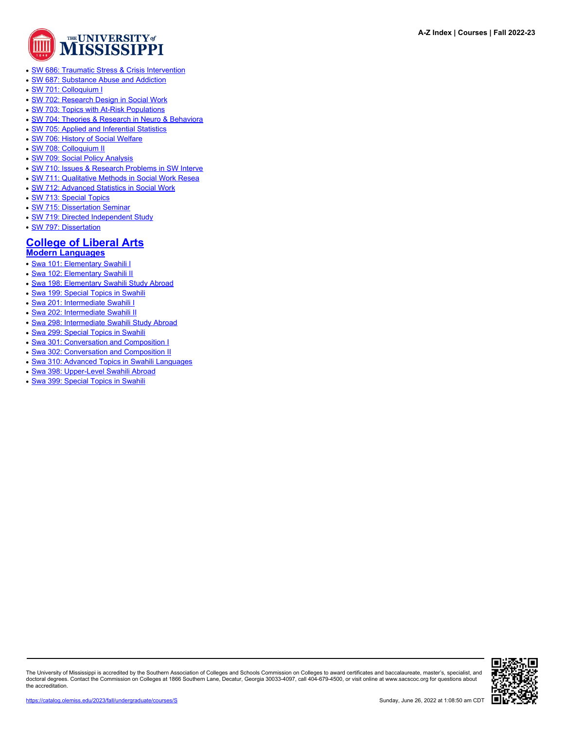- SW 686: Traumatic Stress & Crisis Intervention
- SW 687: Substance Abuse and Addiction
- SW 701: Colloquium I
- SW 702: Research Design in Social Work
- SW 703: Topics with At-Risk Populations
- SW 704: Theories & Research in Neuro & Behaviora
- SW 705: Applied and Inferential Statistics
- SW 706: History of Social Welfare
- SW 708: Colloquium II
- SW 709: Social Policy Analysis
- SW 710: Issues & Research Problems in SW Interve
- SW 711: Qualitative Methods in Social Work Resea
- SW 712: Advanced Statistics in Social Work
- SW 713: Special Topics
- SW 715: Dissertation Seminar
- SW 719: Directed Independent Study
- SW 797: Dissertation

## College of Liberal Arts

### Modern Languages

- Swa 101: Elementary Swahili I
- Swa 102: Elementary Swahili II
- Swa 198: Elementary Swahili Study Abroad
- Swa 199: Special Topics in Swahili
- Swa 201: Intermediate Swahili I
- Swa 202: Intermediate Swahili II
- Swa 298: Intermediate Swahili Study Abroad
- Swa 299: Special Topics in Swahili
- Swa 301: Conversation and Composition I
- Swa 302: Conversation and Composition II
- Swa 310: Advanced Topics in Swahili Languages
- Swa 398: Upper-Level Swahili Abroad
- Swa 399: Special Topics in Swahili